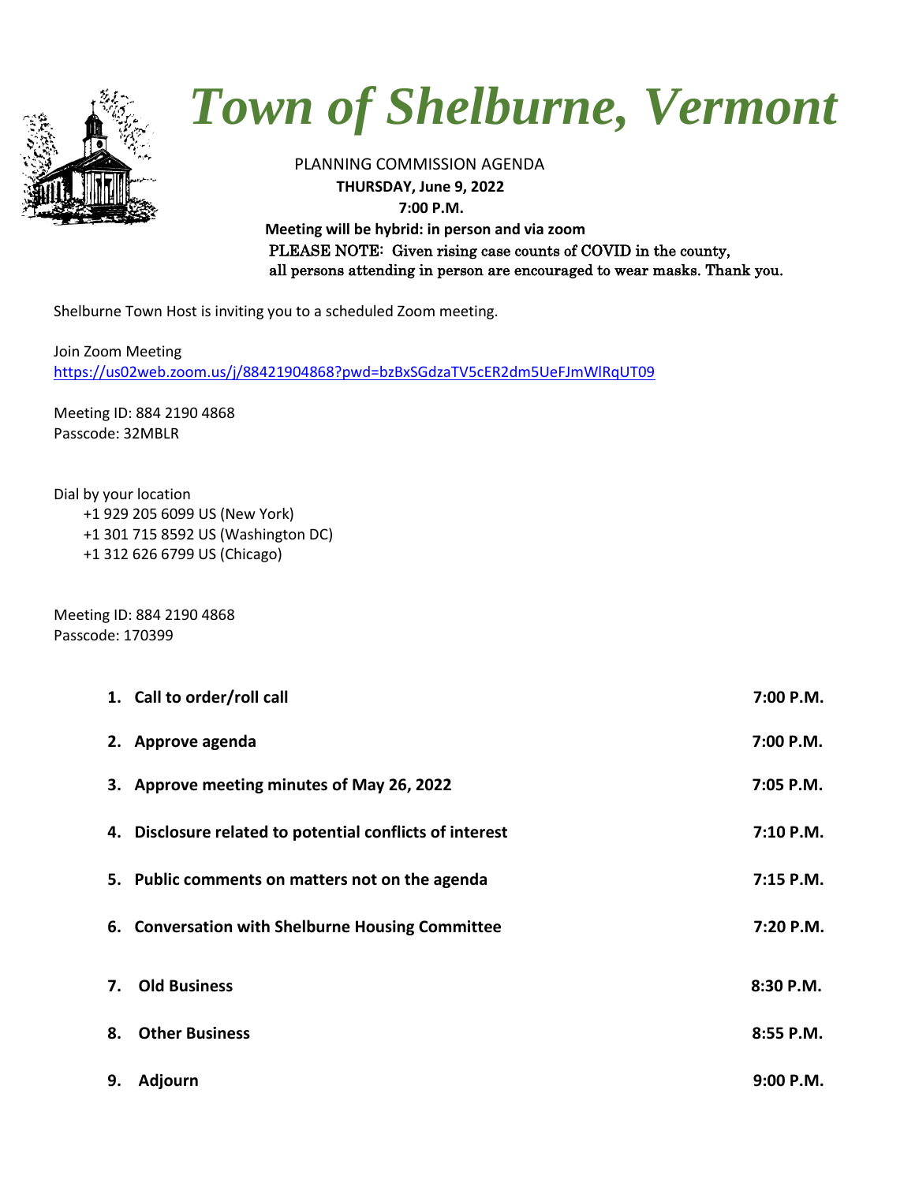# *Town of Shelburne, Vermont*

PLANNING COMMISSION AGENDA

**THURSDAY, June 9, 2022**

**7:00 P.M.**

**Meeting will be hybrid: in person and via zoom**

PLEASE NOTE: Given rising case counts of COVID in the county, all persons attending in person are encouraged to wear masks. Thank you.

Shelburne Town Host is inviting you to a scheduled Zoom meeting.

Join Zoom Meeting
https://us02web.zoom.us/j/88421904868?pwd=bzBxSGdzaTV5cER2dm5UeFJmWlRqUT09

Meeting ID: 884 2190 4868
Passcode: 32MBLR

Dial by your location
+1 929 205 6099 US (New York)
+1 301 715 8592 US (Washington DC)
+1 312 626 6799 US (Chicago)

Meeting ID: 884 2190 4868
Passcode: 170399

| | |
|---|---|
| **1. Call to order/roll call** | **7:00 P.M.** |
| **2. Approve agenda** | **7:00 P.M.** |
| **3. Approve meeting minutes of May 26, 2022** | **7:05 P.M.** |
| **4. Disclosure related to potential conflicts of interest** | **7:10 P.M.** |
| **5. Public comments on matters not on the agenda** | **7:15 P.M.** |
| **6. Conversation with Shelburne Housing Committee** | **7:20 P.M.** |
| **7. Old Business** | **8:30 P.M.** |
| **8. Other Business** | **8:55 P.M.** |
| **9. Adjourn** | **9:00 P.M.** |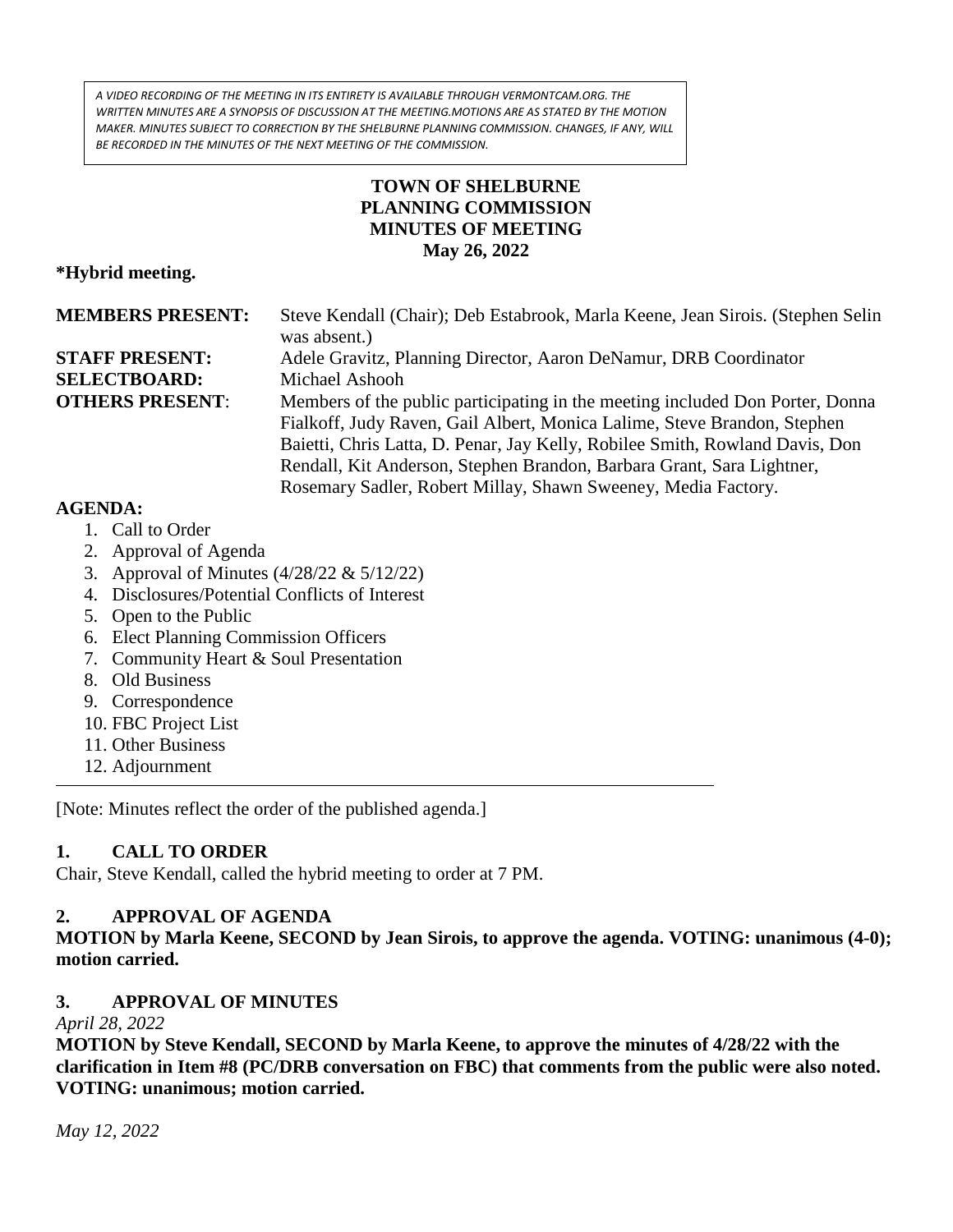*A VIDEO RECORDING OF THE MEETING IN ITS ENTIRETY IS AVAILABLE THROUGH VERMONTCAM.ORG. THE WRITTEN MINUTES ARE A SYNOPSIS OF DISCUSSION AT THE MEETING.MOTIONS ARE AS STATED BY THE MOTION MAKER. MINUTES SUBJECT TO CORRECTION BY THE SHELBURNE PLANNING COMMISSION. CHANGES, IF ANY, WILL BE RECORDED IN THE MINUTES OF THE NEXT MEETING OF THE COMMISSION.*

**TOWN OF SHELBURNE**
**PLANNING COMMISSION**
**MINUTES OF MEETING**
**May 26, 2022**

**\*Hybrid meeting.**

| | |
|---|---|
| **MEMBERS PRESENT:** | Steve Kendall (Chair); Deb Estabrook, Marla Keene, Jean Sirois. (Stephen Selin was absent.) |
| **STAFF PRESENT:** | Adele Gravitz, Planning Director, Aaron DeNamur, DRB Coordinator |
| **SELECTBOARD:** | Michael Ashooh |
| **OTHERS PRESENT**: | Members of the public participating in the meeting included Don Porter, Donna Fialkoff, Judy Raven, Gail Albert, Monica Lalime, Steve Brandon, Stephen Baietti, Chris Latta, D. Penar, Jay Kelly, Robilee Smith, Rowland Davis, Don Rendall, Kit Anderson, Stephen Brandon, Barbara Grant, Sara Lightner, Rosemary Sadler, Robert Millay, Shawn Sweeney, Media Factory. |

**AGENDA:**

1. Call to Order
2. Approval of Agenda
3. Approval of Minutes (4/28/22 & 5/12/22)
4. Disclosures/Potential Conflicts of Interest
5. Open to the Public
6. Elect Planning Commission Officers
7. Community Heart & Soul Presentation
8. Old Business
9. Correspondence
10. FBC Project List
11. Other Business
12. Adjournment

[Note: Minutes reflect the order of the published agenda.]

## 1. CALL TO ORDER

Chair, Steve Kendall, called the hybrid meeting to order at 7 PM.

## 2. APPROVAL OF AGENDA

**MOTION by Marla Keene, SECOND by Jean Sirois, to approve the agenda. VOTING: unanimous (4-0); motion carried.**

## 3. APPROVAL OF MINUTES

*April 28, 2022*

**MOTION by Steve Kendall, SECOND by Marla Keene, to approve the minutes of 4/28/22 with the clarification in Item #8 (PC/DRB conversation on FBC) that comments from the public were also noted. VOTING: unanimous; motion carried.**

*May 12, 2022*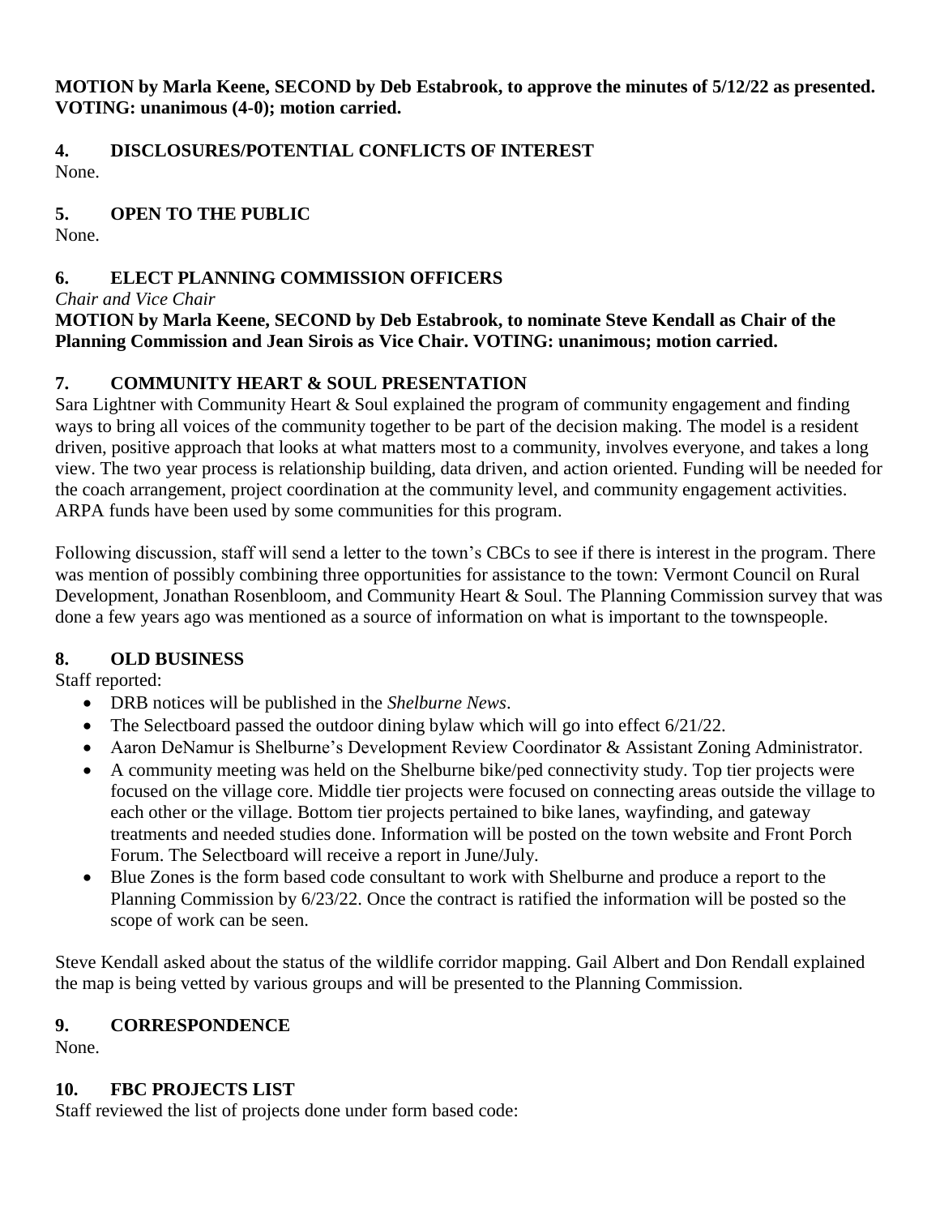**MOTION by Marla Keene, SECOND by Deb Estabrook, to approve the minutes of 5/12/22 as presented. VOTING: unanimous (4-0); motion carried.**

## 4. DISCLOSURES/POTENTIAL CONFLICTS OF INTEREST

None.

## 5. OPEN TO THE PUBLIC

None.

## 6. ELECT PLANNING COMMISSION OFFICERS

*Chair and Vice Chair*

**MOTION by Marla Keene, SECOND by Deb Estabrook, to nominate Steve Kendall as Chair of the Planning Commission and Jean Sirois as Vice Chair. VOTING: unanimous; motion carried.**

## 7. COMMUNITY HEART & SOUL PRESENTATION

Sara Lightner with Community Heart & Soul explained the program of community engagement and finding ways to bring all voices of the community together to be part of the decision making. The model is a resident driven, positive approach that looks at what matters most to a community, involves everyone, and takes a long view. The two year process is relationship building, data driven, and action oriented. Funding will be needed for the coach arrangement, project coordination at the community level, and community engagement activities. ARPA funds have been used by some communities for this program.

Following discussion, staff will send a letter to the town's CBCs to see if there is interest in the program. There was mention of possibly combining three opportunities for assistance to the town: Vermont Council on Rural Development, Jonathan Rosenbloom, and Community Heart & Soul. The Planning Commission survey that was done a few years ago was mentioned as a source of information on what is important to the townspeople.

## 8. OLD BUSINESS

Staff reported:

- DRB notices will be published in the *Shelburne News*.
- The Selectboard passed the outdoor dining bylaw which will go into effect 6/21/22.
- Aaron DeNamur is Shelburne's Development Review Coordinator & Assistant Zoning Administrator.
- A community meeting was held on the Shelburne bike/ped connectivity study. Top tier projects were focused on the village core. Middle tier projects were focused on connecting areas outside the village to each other or the village. Bottom tier projects pertained to bike lanes, wayfinding, and gateway treatments and needed studies done. Information will be posted on the town website and Front Porch Forum. The Selectboard will receive a report in June/July.
- Blue Zones is the form based code consultant to work with Shelburne and produce a report to the Planning Commission by 6/23/22. Once the contract is ratified the information will be posted so the scope of work can be seen.

Steve Kendall asked about the status of the wildlife corridor mapping. Gail Albert and Don Rendall explained the map is being vetted by various groups and will be presented to the Planning Commission.

## 9. CORRESPONDENCE

None.

## 10. FBC PROJECTS LIST

Staff reviewed the list of projects done under form based code: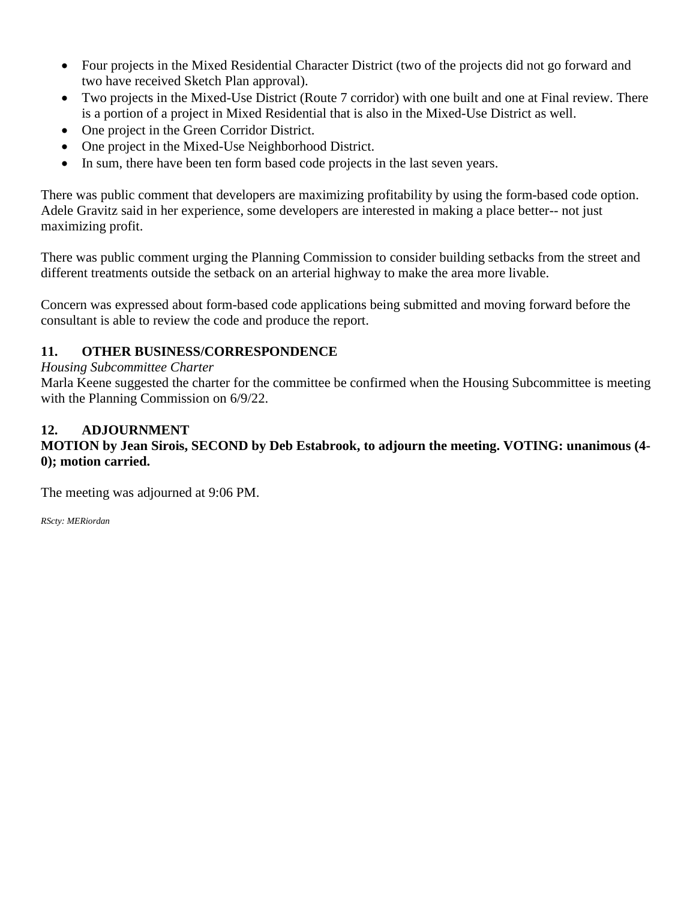- Four projects in the Mixed Residential Character District (two of the projects did not go forward and two have received Sketch Plan approval).
- Two projects in the Mixed-Use District (Route 7 corridor) with one built and one at Final review. There is a portion of a project in Mixed Residential that is also in the Mixed-Use District as well.
- One project in the Green Corridor District.
- One project in the Mixed-Use Neighborhood District.
- In sum, there have been ten form based code projects in the last seven years.

There was public comment that developers are maximizing profitability by using the form-based code option. Adele Gravitz said in her experience, some developers are interested in making a place better-- not just maximizing profit.

There was public comment urging the Planning Commission to consider building setbacks from the street and different treatments outside the setback on an arterial highway to make the area more livable.

Concern was expressed about form-based code applications being submitted and moving forward before the consultant is able to review the code and produce the report.

### 11. OTHER BUSINESS/CORRESPONDENCE

*Housing Subcommittee Charter*

Marla Keene suggested the charter for the committee be confirmed when the Housing Subcommittee is meeting with the Planning Commission on 6/9/22.

### 12. ADJOURNMENT

**MOTION by Jean Sirois, SECOND by Deb Estabrook, to adjourn the meeting. VOTING: unanimous (4-0); motion carried.**

The meeting was adjourned at 9:06 PM.

*RScty: MERiordan*